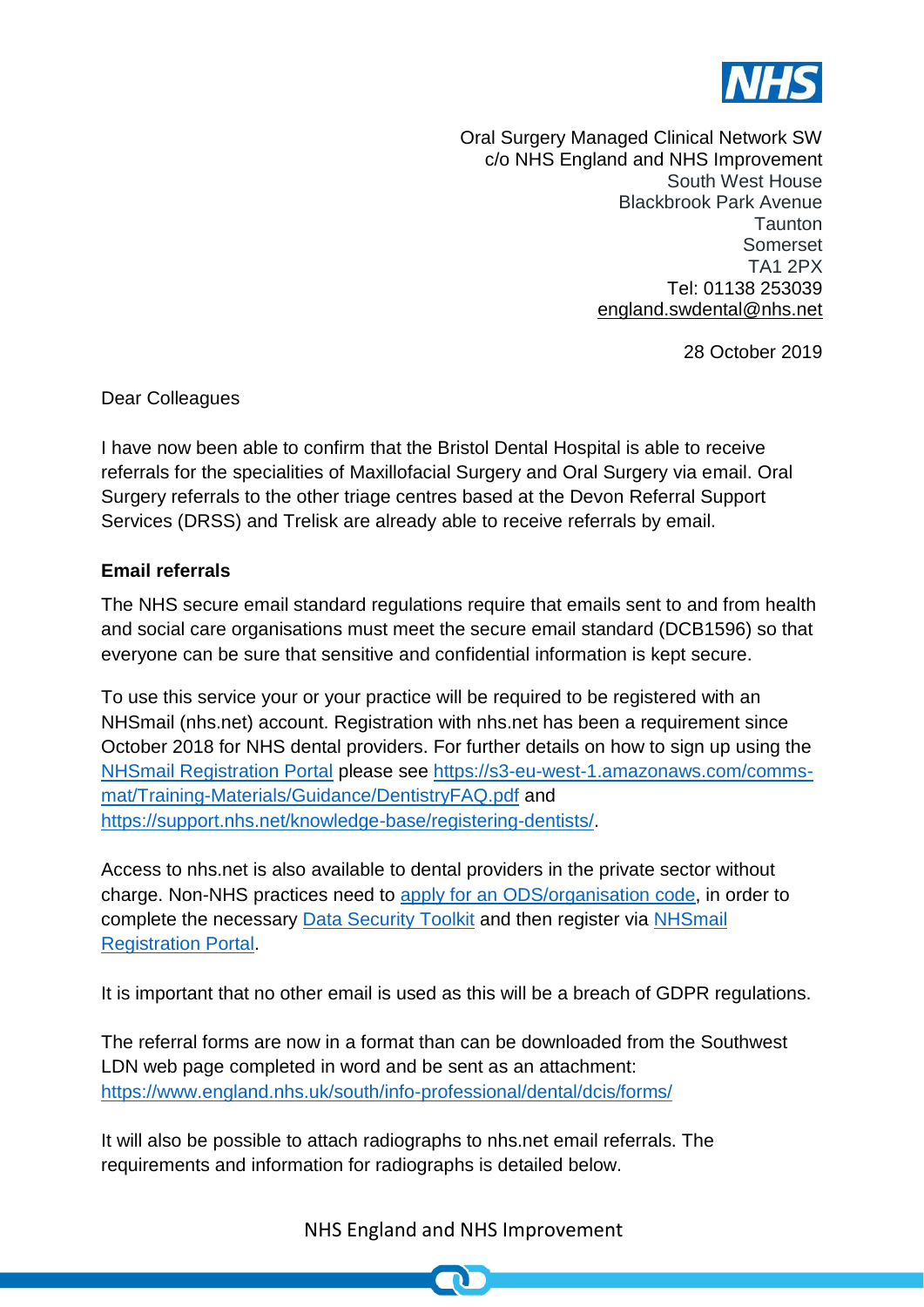Oral Surgery Managed Clinical Network SW
c/o NHS England and NHS Improvement
South West House
Blackbrook Park Avenue
Taunton
Somerset
TA1 2PX
Tel: 01138 253039
england.swdental@nhs.net

28 October 2019

Dear Colleagues

I have now been able to confirm that the Bristol Dental Hospital is able to receive referrals for the specialities of Maxillofacial Surgery and Oral Surgery via email. Oral Surgery referrals to the other triage centres based at the Devon Referral Support Services (DRSS) and Trelisk are already able to receive referrals by email.

**Email referrals**

The NHS secure email standard regulations require that emails sent to and from health and social care organisations must meet the secure email standard (DCB1596) so that everyone can be sure that sensitive and confidential information is kept secure.

To use this service your or your practice will be required to be registered with an NHSmail (nhs.net) account. Registration with nhs.net has been a requirement since October 2018 for NHS dental providers. For further details on how to sign up using the NHSmail Registration Portal please see https://s3-eu-west-1.amazonaws.com/comms-mat/Training-Materials/Guidance/DentistryFAQ.pdf and https://support.nhs.net/knowledge-base/registering-dentists/.

Access to nhs.net is also available to dental providers in the private sector without charge. Non-NHS practices need to apply for an ODS/organisation code, in order to complete the necessary Data Security Toolkit and then register via NHSmail Registration Portal.

It is important that no other email is used as this will be a breach of GDPR regulations.

The referral forms are now in a format than can be downloaded from the Southwest LDN web page completed in word and be sent as an attachment: https://www.england.nhs.uk/south/info-professional/dental/dcis/forms/

It will also be possible to attach radiographs to nhs.net email referrals. The requirements and information for radiographs is detailed below.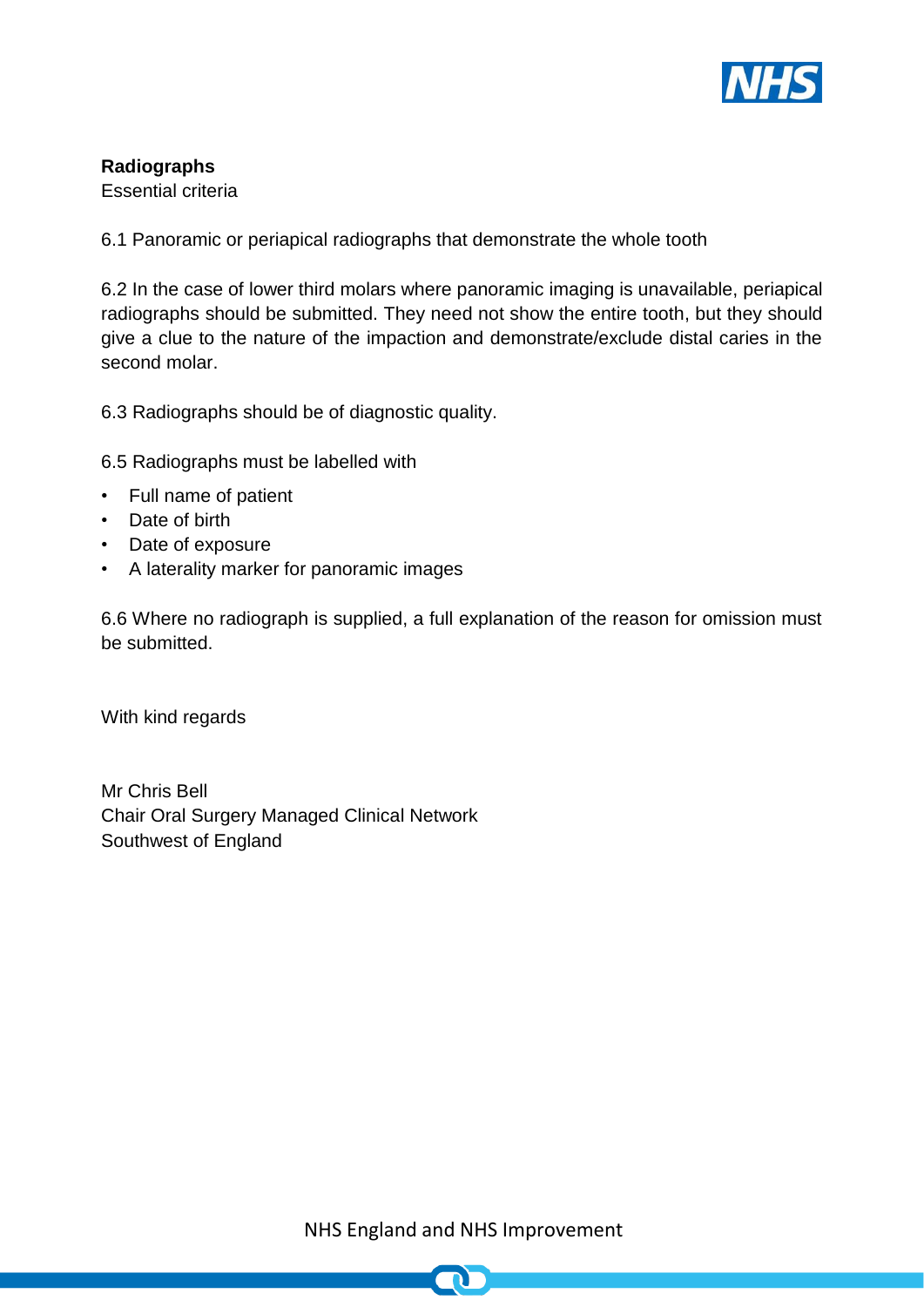**Radiographs**

Essential criteria

6.1 Panoramic or periapical radiographs that demonstrate the whole tooth

6.2 In the case of lower third molars where panoramic imaging is unavailable, periapical radiographs should be submitted. They need not show the entire tooth, but they should give a clue to the nature of the impaction and demonstrate/exclude distal caries in the second molar.

6.3 Radiographs should be of diagnostic quality.

6.5 Radiographs must be labelled with

- Full name of patient
- Date of birth
- Date of exposure
- A laterality marker for panoramic images

6.6 Where no radiograph is supplied, a full explanation of the reason for omission must be submitted.

With kind regards

Mr Chris Bell
Chair Oral Surgery Managed Clinical Network
Southwest of England